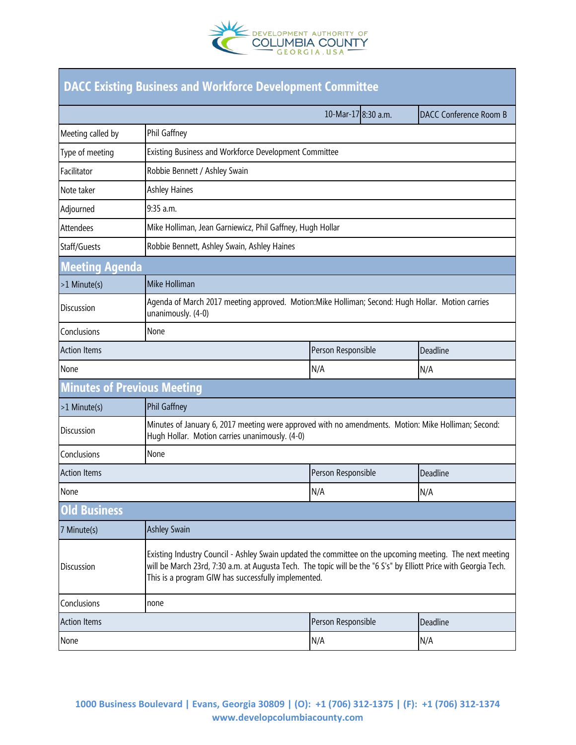# DACC Existing Business and Workforce Development Committee

| | | | |
|---|---|---|---|
| | 10-Mar-17 | 8:30 a.m. | DACC Conference Room B |
| Meeting called by | Phil Gaffney | | |
| Type of meeting | Existing Business and Workforce Development Committee | | |
| Facilitator | Robbie Bennett / Ashley Swain | | |
| Note taker | Ashley Haines | | |
| Adjourned | 9:35 a.m. | | |
| Attendees | Mike Holliman, Jean Garniewicz, Phil Gaffney, Hugh Hollar | | |
| Staff/Guests | Robbie Bennett, Ashley Swain, Ashley Haines | | |

## Meeting Agenda

| | | | |
|---|---|---|---|
| >1 Minute(s) | Mike Holliman | | |
| Discussion | Agenda of March 2017 meeting approved. Motion:Mike Holliman; Second: Hugh Hollar. Motion carries unanimously. (4-0) | | |
| Conclusions | None | | |
| Action Items | | Person Responsible | Deadline |
| None | | N/A | N/A |

## Minutes of Previous Meeting

| | | | |
|---|---|---|---|
| >1 Minute(s) | Phil Gaffney | | |
| Discussion | Minutes of January 6, 2017 meeting were approved with no amendments. Motion: Mike Holliman; Second: Hugh Hollar. Motion carries unanimously. (4-0) | | |
| Conclusions | None | | |
| Action Items | | Person Responsible | Deadline |
| None | | N/A | N/A |

## Old Business

| | | | |
|---|---|---|---|
| 7 Minute(s) | Ashley Swain | | |
| Discussion | Existing Industry Council - Ashley Swain updated the committee on the upcoming meeting. The next meeting will be March 23rd, 7:30 a.m. at Augusta Tech. The topic will be the "6 S's" by Elliott Price with Georgia Tech. This is a program GIW has successfully implemented. | | |
| Conclusions | none | | |
| Action Items | | Person Responsible | Deadline |
| None | | N/A | N/A |

**1000 Business Boulevard | Evans, Georgia 30809 | (O): +1 (706) 312-1375 | (F): +1 (706) 312-1374**
**www.developcolumbiacounty.com**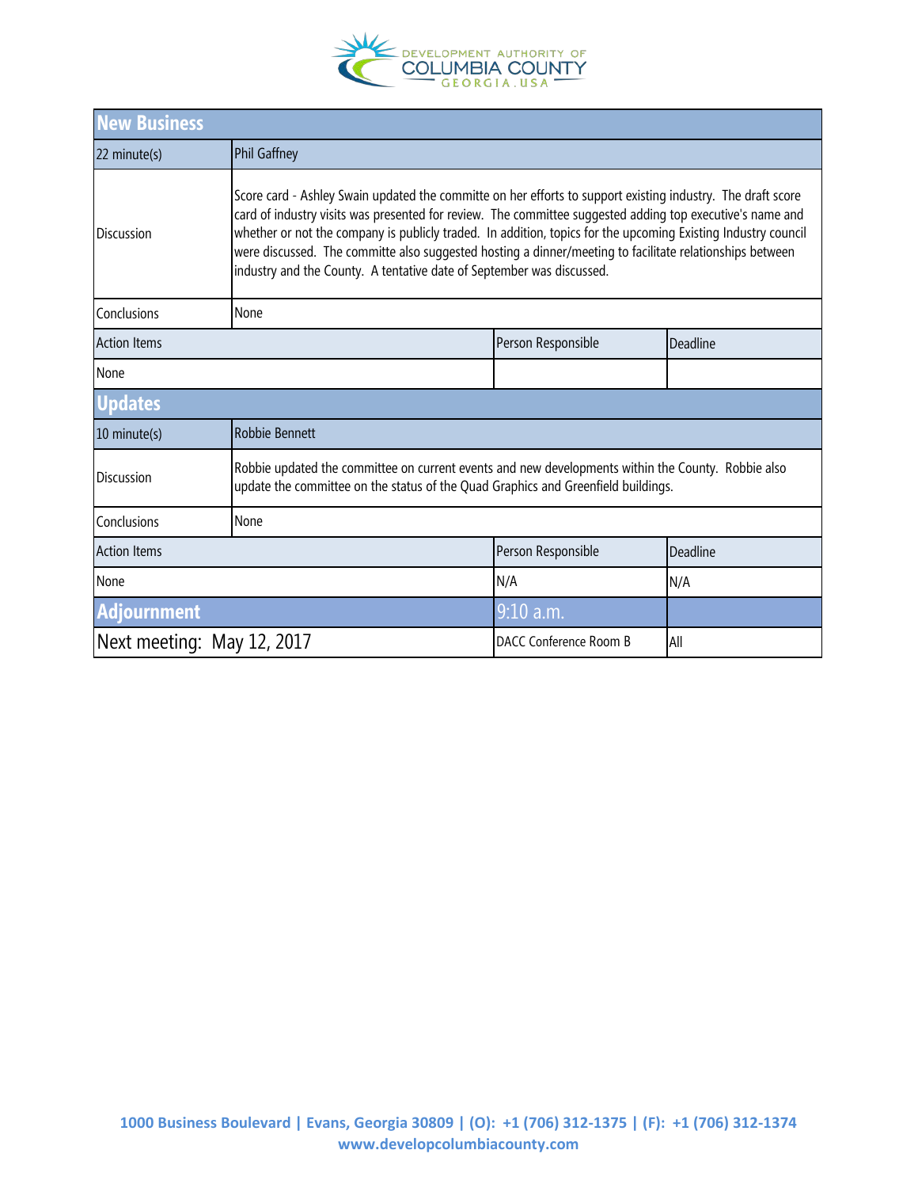| New Business | | | |
|---|---|---|---|
| 22 minute(s) | Phil Gaffney | | |
| Discussion | Score card - Ashley Swain updated the committe on her efforts to support existing industry. The draft score card of industry visits was presented for review. The committee suggested adding top executive's name and whether or not the company is publicly traded. In addition, topics for the upcoming Existing Industry council were discussed. The committe also suggested hosting a dinner/meeting to facilitate relationships between industry and the County. A tentative date of September was discussed. | | |
| Conclusions | None | | |
| Action Items | | Person Responsible | Deadline |
| None | | | |

| Updates | | | |
|---|---|---|---|
| 10 minute(s) | Robbie Bennett | | |
| Discussion | Robbie updated the committee on current events and new developments within the County. Robbie also update the committee on the status of the Quad Graphics and Greenfield buildings. | | |
| Conclusions | None | | |
| Action Items | | Person Responsible | Deadline |
| None | | N/A | N/A |

| Adjournment | 9:10 a.m. | |
|---|---|---|
| Next meeting: May 12, 2017 | DACC Conference Room B | All |